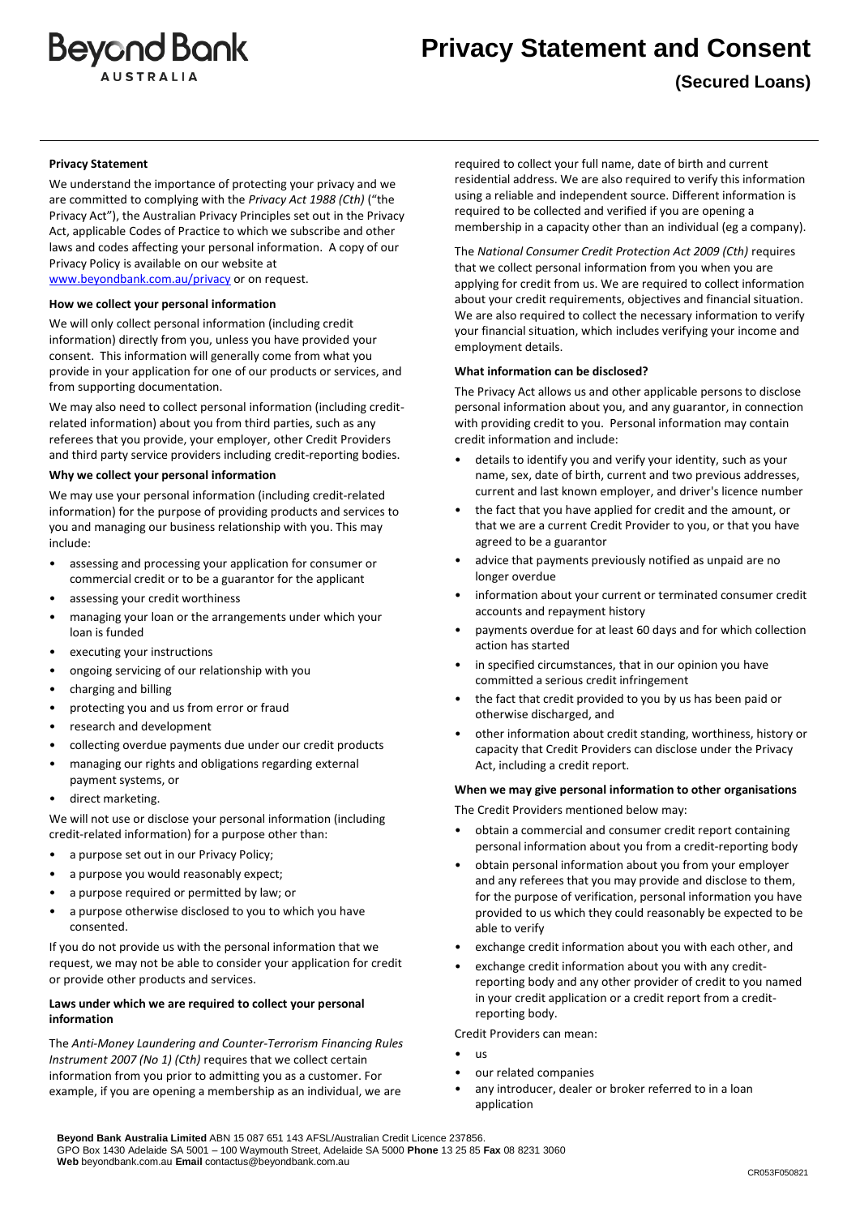Beyond Bank AUSTRALIA

# Privacy Statement and Consent

## (Secured Loans)

**Privacy Statement**

We understand the importance of protecting your privacy and we are committed to complying with the *Privacy Act 1988 (Cth)* ("the Privacy Act"), the Australian Privacy Principles set out in the Privacy Act, applicable Codes of Practice to which we subscribe and other laws and codes affecting your personal information. A copy of our Privacy Policy is available on our website at www.beyondbank.com.au/privacy or on request.

**How we collect your personal information**

We will only collect personal information (including credit information) directly from you, unless you have provided your consent. This information will generally come from what you provide in your application for one of our products or services, and from supporting documentation.

We may also need to collect personal information (including credit-related information) about you from third parties, such as any referees that you provide, your employer, other Credit Providers and third party service providers including credit-reporting bodies.

**Why we collect your personal information**

We may use your personal information (including credit-related information) for the purpose of providing products and services to you and managing our business relationship with you. This may include:

- assessing and processing your application for consumer or commercial credit or to be a guarantor for the applicant
- assessing your credit worthiness
- managing your loan or the arrangements under which your loan is funded
- executing your instructions
- ongoing servicing of our relationship with you
- charging and billing
- protecting you and us from error or fraud
- research and development
- collecting overdue payments due under our credit products
- managing our rights and obligations regarding external payment systems, or
- direct marketing.

We will not use or disclose your personal information (including credit-related information) for a purpose other than:

- a purpose set out in our Privacy Policy;
- a purpose you would reasonably expect;
- a purpose required or permitted by law; or
- a purpose otherwise disclosed to you to which you have consented.

If you do not provide us with the personal information that we request, we may not be able to consider your application for credit or provide other products and services.

**Laws under which we are required to collect your personal information**

The *Anti-Money Laundering and Counter-Terrorism Financing Rules Instrument 2007 (No 1) (Cth)* requires that we collect certain information from you prior to admitting you as a customer. For example, if you are opening a membership as an individual, we are required to collect your full name, date of birth and current residential address. We are also required to verify this information using a reliable and independent source. Different information is required to be collected and verified if you are opening a membership in a capacity other than an individual (eg a company).

The *National Consumer Credit Protection Act 2009 (Cth)* requires that we collect personal information from you when you are applying for credit from us. We are required to collect information about your credit requirements, objectives and financial situation. We are also required to collect the necessary information to verify your financial situation, which includes verifying your income and employment details.

**What information can be disclosed?**

The Privacy Act allows us and other applicable persons to disclose personal information about you, and any guarantor, in connection with providing credit to you. Personal information may contain credit information and include:

- details to identify you and verify your identity, such as your name, sex, date of birth, current and two previous addresses, current and last known employer, and driver's licence number
- the fact that you have applied for credit and the amount, or that we are a current Credit Provider to you, or that you have agreed to be a guarantor
- advice that payments previously notified as unpaid are no longer overdue
- information about your current or terminated consumer credit accounts and repayment history
- payments overdue for at least 60 days and for which collection action has started
- in specified circumstances, that in our opinion you have committed a serious credit infringement
- the fact that credit provided to you by us has been paid or otherwise discharged, and
- other information about credit standing, worthiness, history or capacity that Credit Providers can disclose under the Privacy Act, including a credit report.

**When we may give personal information to other organisations**

The Credit Providers mentioned below may:

- obtain a commercial and consumer credit report containing personal information about you from a credit-reporting body
- obtain personal information about you from your employer and any referees that you may provide and disclose to them, for the purpose of verification, personal information you have provided to us which they could reasonably be expected to be able to verify
- exchange credit information about you with each other, and
- exchange credit information about you with any credit-reporting body and any other provider of credit to you named in your credit application or a credit report from a credit-reporting body.

Credit Providers can mean:

- us
- our related companies
- any introducer, dealer or broker referred to in a loan application

**Beyond Bank Australia Limited** ABN 15 087 651 143 AFSL/Australian Credit Licence 237856.
GPO Box 1430 Adelaide SA 5001 – 100 Waymouth Street, Adelaide SA 5000 **Phone** 13 25 85 **Fax** 08 8231 3060
**Web** beyondbank.com.au **Email** contactus@beyondbank.com.au

CR053F050821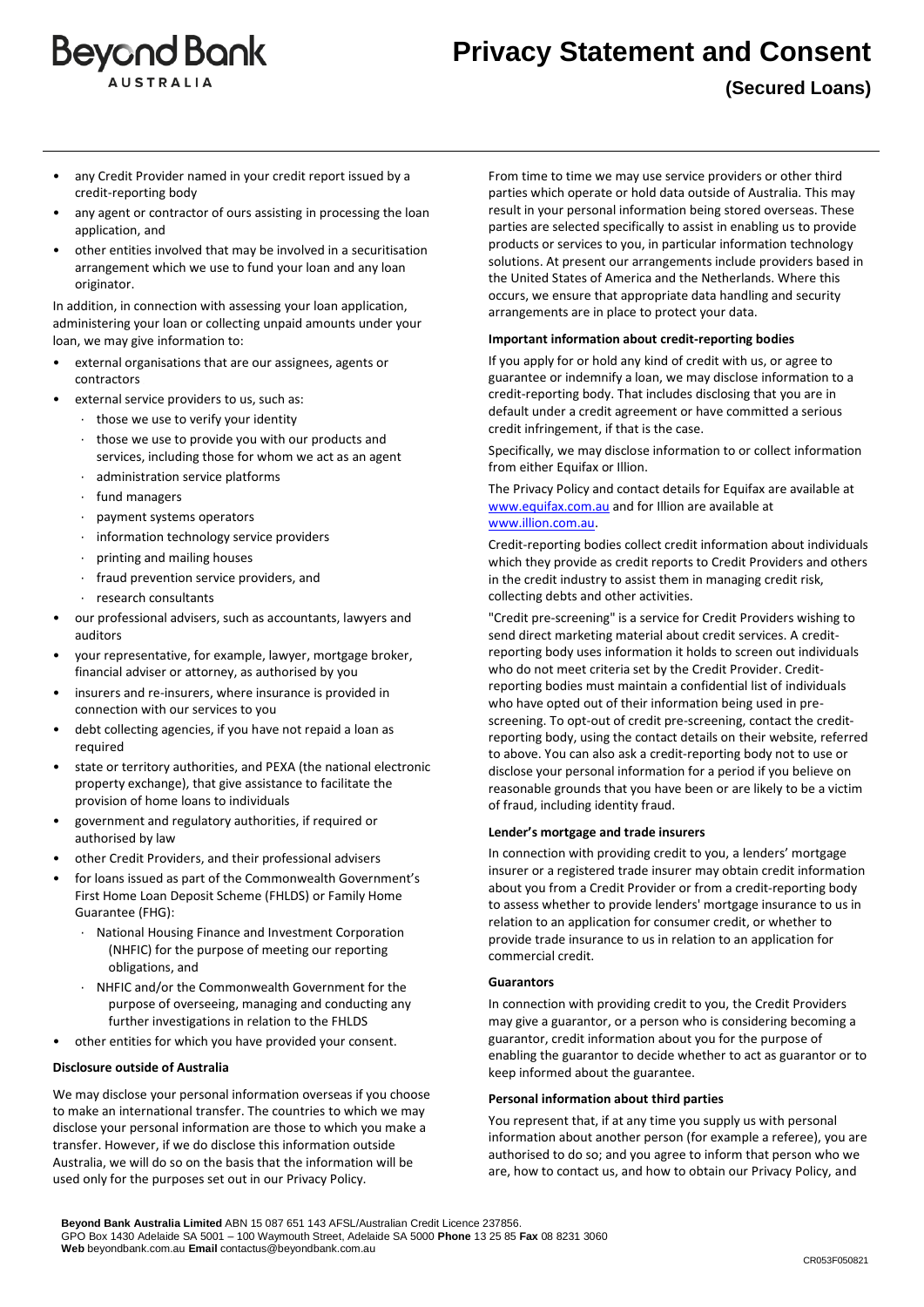- any Credit Provider named in your credit report issued by a credit-reporting body
- any agent or contractor of ours assisting in processing the loan application, and
- other entities involved that may be involved in a securitisation arrangement which we use to fund your loan and any loan originator.

In addition, in connection with assessing your loan application, administering your loan or collecting unpaid amounts under your loan, we may give information to:

- external organisations that are our assignees, agents or contractors
- external service providers to us, such as:
  - those we use to verify your identity
  - those we use to provide you with our products and services, including those for whom we act as an agent
  - administration service platforms
  - fund managers
  - payment systems operators
  - information technology service providers
  - printing and mailing houses
  - fraud prevention service providers, and
  - research consultants
- our professional advisers, such as accountants, lawyers and auditors
- your representative, for example, lawyer, mortgage broker, financial adviser or attorney, as authorised by you
- insurers and re-insurers, where insurance is provided in connection with our services to you
- debt collecting agencies, if you have not repaid a loan as required
- state or territory authorities, and PEXA (the national electronic property exchange), that give assistance to facilitate the provision of home loans to individuals
- government and regulatory authorities, if required or authorised by law
- other Credit Providers, and their professional advisers
- for loans issued as part of the Commonwealth Government's First Home Loan Deposit Scheme (FHLDS) or Family Home Guarantee (FHG):
  - National Housing Finance and Investment Corporation (NHFIC) for the purpose of meeting our reporting obligations, and
  - NHFIC and/or the Commonwealth Government for the purpose of overseeing, managing and conducting any further investigations in relation to the FHLDS
- other entities for which you have provided your consent.

**Disclosure outside of Australia**

We may disclose your personal information overseas if you choose to make an international transfer. The countries to which we may disclose your personal information are those to which you make a transfer. However, if we do disclose this information outside Australia, we will do so on the basis that the information will be used only for the purposes set out in our Privacy Policy.

From time to time we may use service providers or other third parties which operate or hold data outside of Australia. This may result in your personal information being stored overseas. These parties are selected specifically to assist in enabling us to provide products or services to you, in particular information technology solutions. At present our arrangements include providers based in the United States of America and the Netherlands. Where this occurs, we ensure that appropriate data handling and security arrangements are in place to protect your data.

**Important information about credit-reporting bodies**

If you apply for or hold any kind of credit with us, or agree to guarantee or indemnify a loan, we may disclose information to a credit-reporting body. That includes disclosing that you are in default under a credit agreement or have committed a serious credit infringement, if that is the case.

Specifically, we may disclose information to or collect information from either Equifax or Illion.

The Privacy Policy and contact details for Equifax are available at www.equifax.com.au and for Illion are available at www.illion.com.au.

Credit-reporting bodies collect credit information about individuals which they provide as credit reports to Credit Providers and others in the credit industry to assist them in managing credit risk, collecting debts and other activities.

"Credit pre-screening" is a service for Credit Providers wishing to send direct marketing material about credit services. A credit-reporting body uses information it holds to screen out individuals who do not meet criteria set by the Credit Provider. Credit-reporting bodies must maintain a confidential list of individuals who have opted out of their information being used in pre-screening. To opt-out of credit pre-screening, contact the credit-reporting body, using the contact details on their website, referred to above. You can also ask a credit-reporting body not to use or disclose your personal information for a period if you believe on reasonable grounds that you have been or are likely to be a victim of fraud, including identity fraud.

**Lender's mortgage and trade insurers**

In connection with providing credit to you, a lenders' mortgage insurer or a registered trade insurer may obtain credit information about you from a Credit Provider or from a credit-reporting body to assess whether to provide lenders' mortgage insurance to us in relation to an application for consumer credit, or whether to provide trade insurance to us in relation to an application for commercial credit.

**Guarantors**

In connection with providing credit to you, the Credit Providers may give a guarantor, or a person who is considering becoming a guarantor, credit information about you for the purpose of enabling the guarantor to decide whether to act as guarantor or to keep informed about the guarantee.

**Personal information about third parties**

You represent that, if at any time you supply us with personal information about another person (for example a referee), you are authorised to do so; and you agree to inform that person who we are, how to contact us, and how to obtain our Privacy Policy, and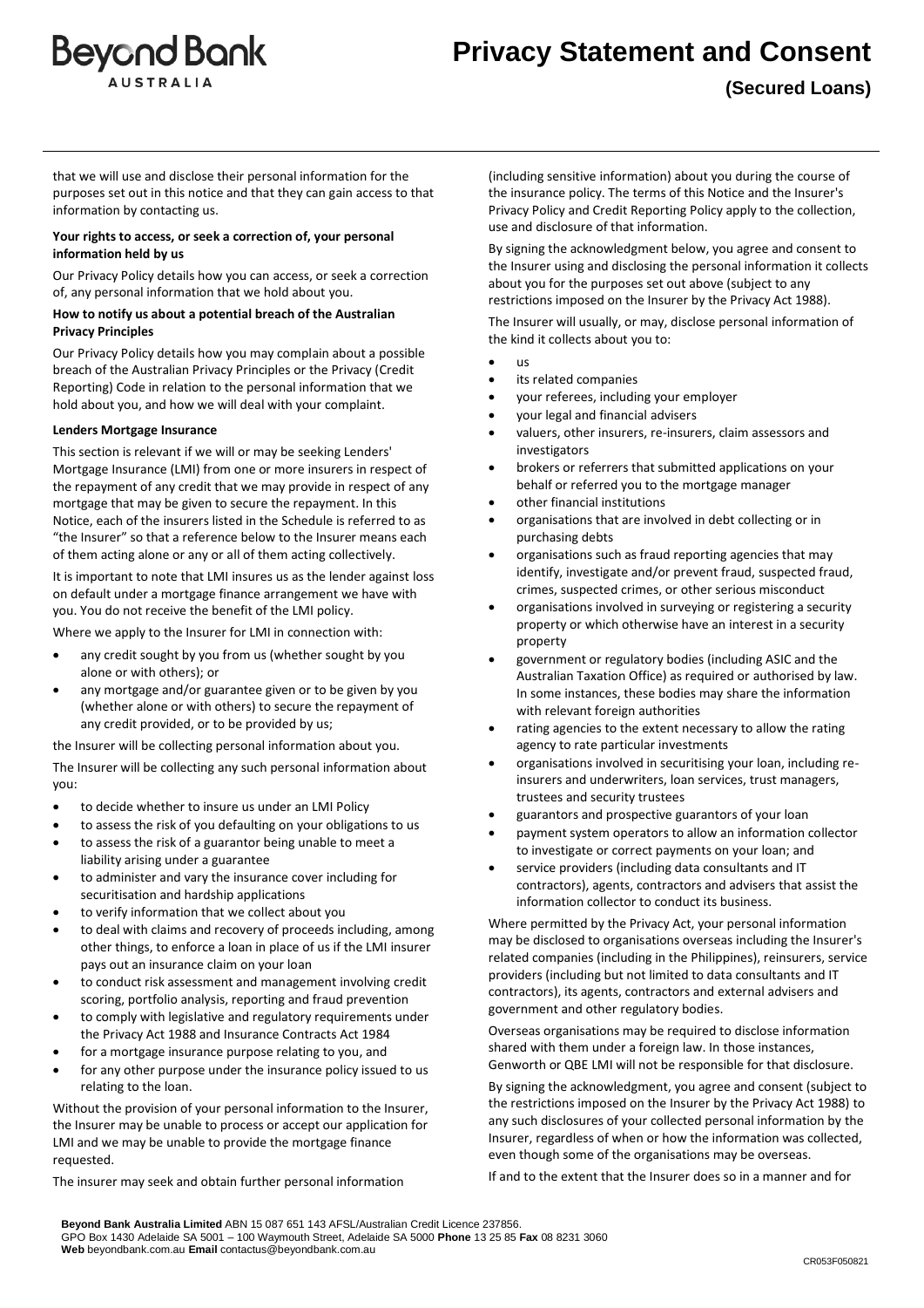that we will use and disclose their personal information for the purposes set out in this notice and that they can gain access to that information by contacting us.

**Your rights to access, or seek a correction of, your personal information held by us**

Our Privacy Policy details how you can access, or seek a correction of, any personal information that we hold about you.

**How to notify us about a potential breach of the Australian Privacy Principles**

Our Privacy Policy details how you may complain about a possible breach of the Australian Privacy Principles or the Privacy (Credit Reporting) Code in relation to the personal information that we hold about you, and how we will deal with your complaint.

**Lenders Mortgage Insurance**

This section is relevant if we will or may be seeking Lenders' Mortgage Insurance (LMI) from one or more insurers in respect of the repayment of any credit that we may provide in respect of any mortgage that may be given to secure the repayment. In this Notice, each of the insurers listed in the Schedule is referred to as "the Insurer" so that a reference below to the Insurer means each of them acting alone or any or all of them acting collectively.

It is important to note that LMI insures us as the lender against loss on default under a mortgage finance arrangement we have with you. You do not receive the benefit of the LMI policy.

Where we apply to the Insurer for LMI in connection with:

- any credit sought by you from us (whether sought by you alone or with others); or
- any mortgage and/or guarantee given or to be given by you (whether alone or with others) to secure the repayment of any credit provided, or to be provided by us;

the Insurer will be collecting personal information about you.

The Insurer will be collecting any such personal information about you:

- to decide whether to insure us under an LMI Policy
- to assess the risk of you defaulting on your obligations to us
- to assess the risk of a guarantor being unable to meet a liability arising under a guarantee
- to administer and vary the insurance cover including for securitisation and hardship applications
- to verify information that we collect about you
- to deal with claims and recovery of proceeds including, among other things, to enforce a loan in place of us if the LMI insurer pays out an insurance claim on your loan
- to conduct risk assessment and management involving credit scoring, portfolio analysis, reporting and fraud prevention
- to comply with legislative and regulatory requirements under the Privacy Act 1988 and Insurance Contracts Act 1984
- for a mortgage insurance purpose relating to you, and
- for any other purpose under the insurance policy issued to us relating to the loan.

Without the provision of your personal information to the Insurer, the Insurer may be unable to process or accept our application for LMI and we may be unable to provide the mortgage finance requested.

The insurer may seek and obtain further personal information (including sensitive information) about you during the course of the insurance policy. The terms of this Notice and the Insurer's Privacy Policy and Credit Reporting Policy apply to the collection, use and disclosure of that information.

By signing the acknowledgment below, you agree and consent to the Insurer using and disclosing the personal information it collects about you for the purposes set out above (subject to any restrictions imposed on the Insurer by the Privacy Act 1988).

The Insurer will usually, or may, disclose personal information of the kind it collects about you to:

- us
- its related companies
- your referees, including your employer
- your legal and financial advisers
- valuers, other insurers, re-insurers, claim assessors and investigators
- brokers or referrers that submitted applications on your behalf or referred you to the mortgage manager
- other financial institutions
- organisations that are involved in debt collecting or in purchasing debts
- organisations such as fraud reporting agencies that may identify, investigate and/or prevent fraud, suspected fraud, crimes, suspected crimes, or other serious misconduct
- organisations involved in surveying or registering a security property or which otherwise have an interest in a security property
- government or regulatory bodies (including ASIC and the Australian Taxation Office) as required or authorised by law. In some instances, these bodies may share the information with relevant foreign authorities
- rating agencies to the extent necessary to allow the rating agency to rate particular investments
- organisations involved in securitising your loan, including re-insurers and underwriters, loan services, trust managers, trustees and security trustees
- guarantors and prospective guarantors of your loan
- payment system operators to allow an information collector to investigate or correct payments on your loan; and
- service providers (including data consultants and IT contractors), agents, contractors and advisers that assist the information collector to conduct its business.

Where permitted by the Privacy Act, your personal information may be disclosed to organisations overseas including the Insurer's related companies (including in the Philippines), reinsurers, service providers (including but not limited to data consultants and IT contractors), its agents, contractors and external advisers and government and other regulatory bodies.

Overseas organisations may be required to disclose information shared with them under a foreign law. In those instances, Genworth or QBE LMI will not be responsible for that disclosure.

By signing the acknowledgment, you agree and consent (subject to the restrictions imposed on the Insurer by the Privacy Act 1988) to any such disclosures of your collected personal information by the Insurer, regardless of when or how the information was collected, even though some of the organisations may be overseas.

If and to the extent that the Insurer does so in a manner and for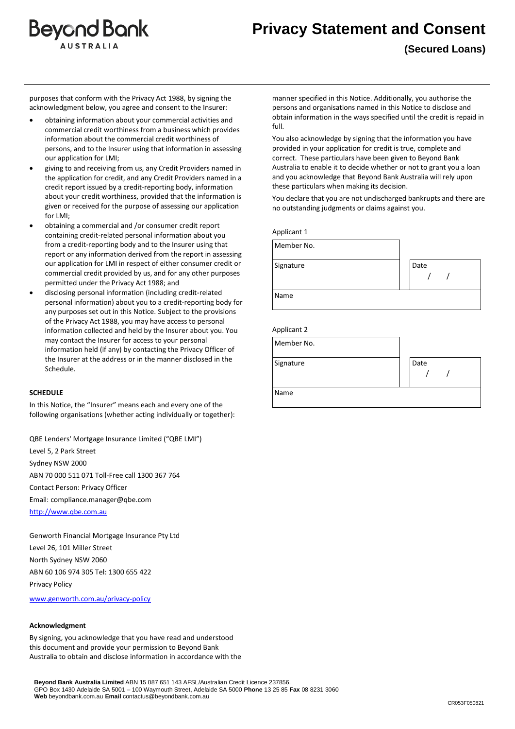purposes that conform with the Privacy Act 1988, by signing the acknowledgment below, you agree and consent to the Insurer:

- obtaining information about your commercial activities and commercial credit worthiness from a business which provides information about the commercial credit worthiness of persons, and to the Insurer using that information in assessing our application for LMI;
- giving to and receiving from us, any Credit Providers named in the application for credit, and any Credit Providers named in a credit report issued by a credit-reporting body, information about your credit worthiness, provided that the information is given or received for the purpose of assessing our application for LMI;
- obtaining a commercial and /or consumer credit report containing credit-related personal information about you from a credit-reporting body and to the Insurer using that report or any information derived from the report in assessing our application for LMI in respect of either consumer credit or commercial credit provided by us, and for any other purposes permitted under the Privacy Act 1988; and
- disclosing personal information (including credit-related personal information) about you to a credit-reporting body for any purposes set out in this Notice. Subject to the provisions of the Privacy Act 1988, you may have access to personal information collected and held by the Insurer about you. You may contact the Insurer for access to your personal information held (if any) by contacting the Privacy Officer of the Insurer at the address or in the manner disclosed in the Schedule.

**SCHEDULE**

In this Notice, the "Insurer" means each and every one of the following organisations (whether acting individually or together):

QBE Lenders' Mortgage Insurance Limited ("QBE LMI")
Level 5, 2 Park Street
Sydney NSW 2000
ABN 70 000 511 071 Toll-Free call 1300 367 764
Contact Person: Privacy Officer
Email: compliance.manager@qbe.com
http://www.qbe.com.au

Genworth Financial Mortgage Insurance Pty Ltd
Level 26, 101 Miller Street
North Sydney NSW 2060
ABN 60 106 974 305 Tel: 1300 655 422
Privacy Policy
www.genworth.com.au/privacy-policy

**Acknowledgment**

By signing, you acknowledge that you have read and understood this document and provide your permission to Beyond Bank Australia to obtain and disclose information in accordance with the manner specified in this Notice. Additionally, you authorise the persons and organisations named in this Notice to disclose and obtain information in the ways specified until the credit is repaid in full.

You also acknowledge by signing that the information you have provided in your application for credit is true, complete and correct. These particulars have been given to Beyond Bank Australia to enable it to decide whether or not to grant you a loan and you acknowledge that Beyond Bank Australia will rely upon these particulars when making its decision.

You declare that you are not undischarged bankrupts and there are no outstanding judgments or claims against you.

Applicant 1

| | |
|---|---|
| Member No. | |
| Signature | Date / / |
| Name | |

Applicant 2

| | |
|---|---|
| Member No. | |
| Signature | Date / / |
| Name | |

**Beyond Bank Australia Limited** ABN 15 087 651 143 AFSL/Australian Credit Licence 237856.
GPO Box 1430 Adelaide SA 5001 – 100 Waymouth Street, Adelaide SA 5000 **Phone** 13 25 85 **Fax** 08 8231 3060
**Web** beyondbank.com.au **Email** contactus@beyondbank.com.au